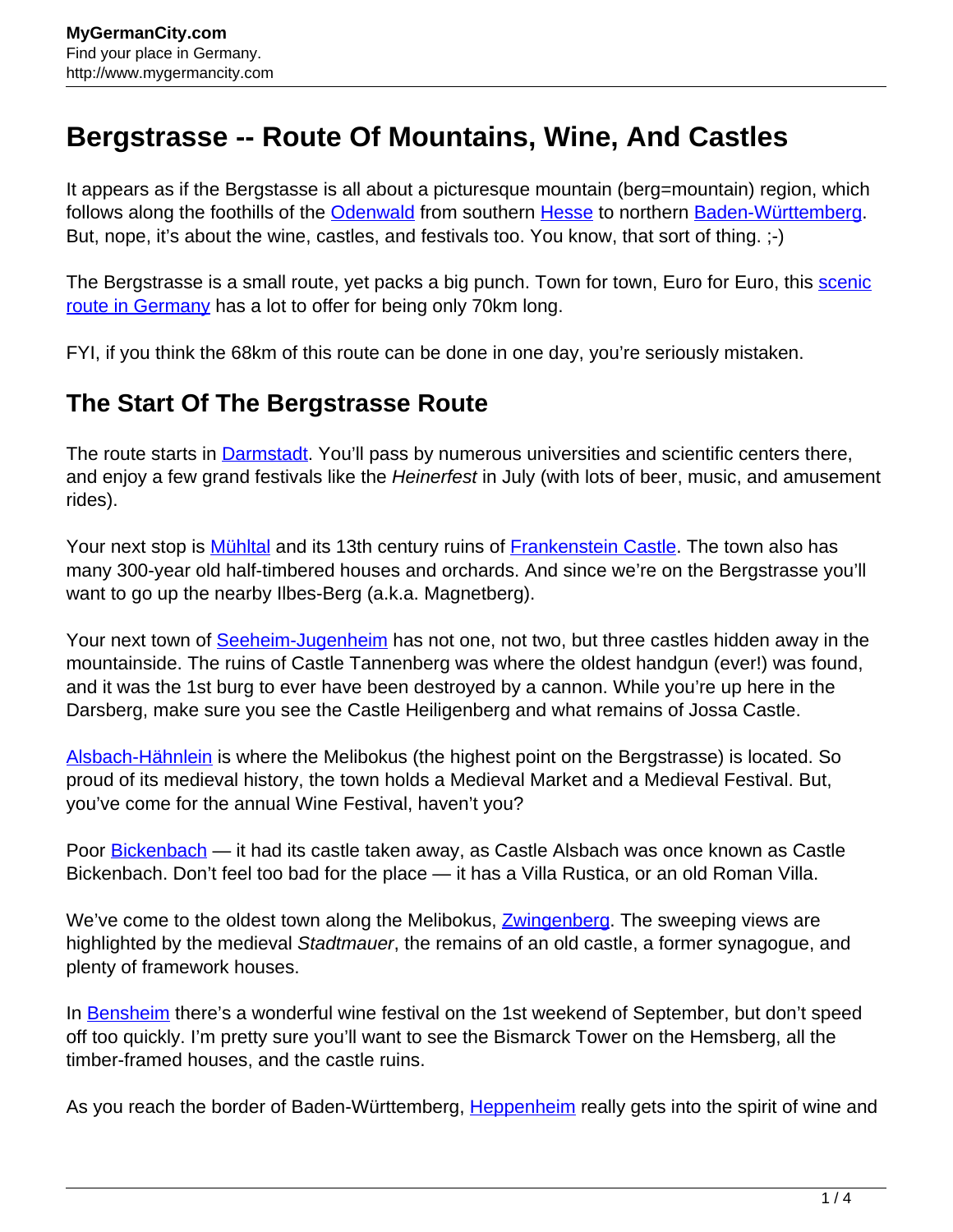# Bergstrasse -- Route Of Mountains, Wine, And Castles

It appears as if the Bergstasse is all about a picturesque mountain (berg=mountain) region, which follows along the foothills of the Odenwald from southern Hesse to northern Baden-Württemberg. But, nope, it's about the wine, castles, and festivals too. You know, that sort of thing. ;-)

The Bergstrasse is a small route, yet packs a big punch. Town for town, Euro for Euro, this scenic route in Germany has a lot to offer for being only 70km long.

FYI, if you think the 68km of this route can be done in one day, you're seriously mistaken.

## The Start Of The Bergstrasse Route

The route starts in Darmstadt. You'll pass by numerous universities and scientific centers there, and enjoy a few grand festivals like the *Heinerfest* in July (with lots of beer, music, and amusement rides).

Your next stop is Mühltal and its 13th century ruins of Frankenstein Castle. The town also has many 300-year old half-timbered houses and orchards. And since we're on the Bergstrasse you'll want to go up the nearby Ilbes-Berg (a.k.a. Magnetberg).

Your next town of Seeheim-Jugenheim has not one, not two, but three castles hidden away in the mountainside. The ruins of Castle Tannenberg was where the oldest handgun (ever!) was found, and it was the 1st burg to ever have been destroyed by a cannon. While you're up here in the Darsberg, make sure you see the Castle Heiligenberg and what remains of Jossa Castle.

Alsbach-Hähnlein is where the Melibokus (the highest point on the Bergstrasse) is located. So proud of its medieval history, the town holds a Medieval Market and a Medieval Festival. But, you've come for the annual Wine Festival, haven't you?

Poor Bickenbach — it had its castle taken away, as Castle Alsbach was once known as Castle Bickenbach. Don't feel too bad for the place — it has a Villa Rustica, or an old Roman Villa.

We've come to the oldest town along the Melibokus, Zwingenberg. The sweeping views are highlighted by the medieval *Stadtmauer*, the remains of an old castle, a former synagogue, and plenty of framework houses.

In Bensheim there's a wonderful wine festival on the 1st weekend of September, but don't speed off too quickly. I'm pretty sure you'll want to see the Bismarck Tower on the Hemsberg, all the timber-framed houses, and the castle ruins.

As you reach the border of Baden-Württemberg, Heppenheim really gets into the spirit of wine and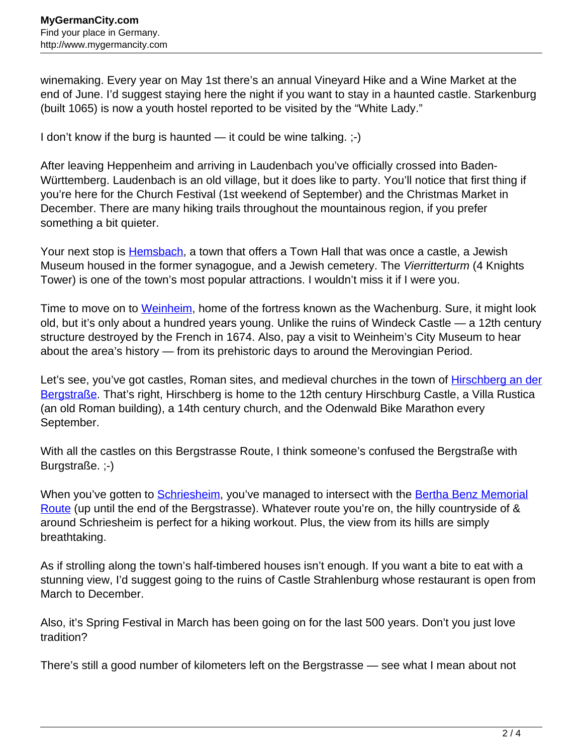winemaking. Every year on May 1st there's an annual Vineyard Hike and a Wine Market at the end of June. I'd suggest staying here the night if you want to stay in a haunted castle. Starkenburg (built 1065) is now a youth hostel reported to be visited by the "White Lady."

I don't know if the burg is haunted — it could be wine talking. ;-)

After leaving Heppenheim and arriving in Laudenbach you've officially crossed into Baden-Württemberg. Laudenbach is an old village, but it does like to party. You'll notice that first thing if you're here for the Church Festival (1st weekend of September) and the Christmas Market in December. There are many hiking trails throughout the mountainous region, if you prefer something a bit quieter.

Your next stop is Hemsbach, a town that offers a Town Hall that was once a castle, a Jewish Museum housed in the former synagogue, and a Jewish cemetery. The *Vierritterturm* (4 Knights Tower) is one of the town's most popular attractions. I wouldn't miss it if I were you.

Time to move on to Weinheim, home of the fortress known as the Wachenburg. Sure, it might look old, but it's only about a hundred years young. Unlike the ruins of Windeck Castle — a 12th century structure destroyed by the French in 1674. Also, pay a visit to Weinheim's City Museum to hear about the area's history — from its prehistoric days to around the Merovingian Period.

Let's see, you've got castles, Roman sites, and medieval churches in the town of Hirschberg an der Bergstraße. That's right, Hirschberg is home to the 12th century Hirschburg Castle, a Villa Rustica (an old Roman building), a 14th century church, and the Odenwald Bike Marathon every September.

With all the castles on this Bergstrasse Route, I think someone's confused the Bergstraße with Burgstraße. ;-)

When you've gotten to Schriesheim, you've managed to intersect with the Bertha Benz Memorial Route (up until the end of the Bergstrasse). Whatever route you're on, the hilly countryside of & around Schriesheim is perfect for a hiking workout. Plus, the view from its hills are simply breathtaking.

As if strolling along the town's half-timbered houses isn't enough. If you want a bite to eat with a stunning view, I'd suggest going to the ruins of Castle Strahlenburg whose restaurant is open from March to December.

Also, it's Spring Festival in March has been going on for the last 500 years. Don't you just love tradition?

There's still a good number of kilometers left on the Bergstrasse — see what I mean about not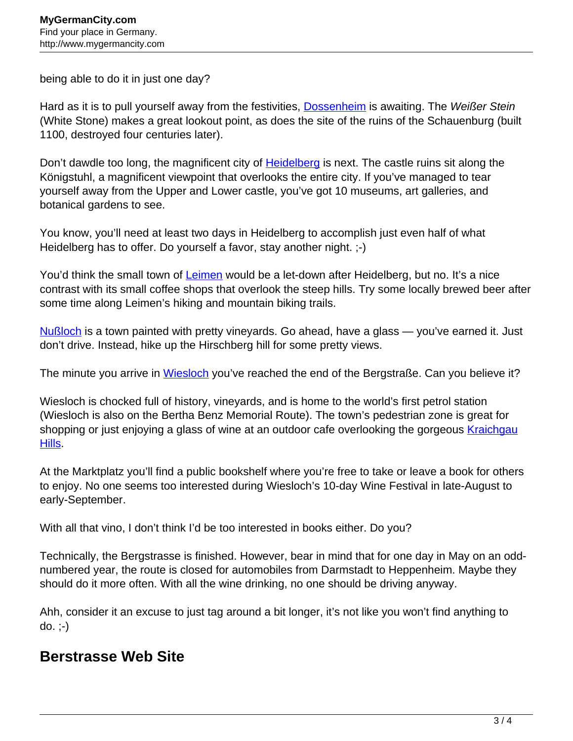being able to do it in just one day?

Hard as it is to pull yourself away from the festivities, Dossenheim is awaiting. The *Weißer Stein* (White Stone) makes a great lookout point, as does the site of the ruins of the Schauenburg (built 1100, destroyed four centuries later).

Don't dawdle too long, the magnificent city of Heidelberg is next. The castle ruins sit along the Königstuhl, a magnificent viewpoint that overlooks the entire city. If you've managed to tear yourself away from the Upper and Lower castle, you've got 10 museums, art galleries, and botanical gardens to see.

You know, you'll need at least two days in Heidelberg to accomplish just even half of what Heidelberg has to offer. Do yourself a favor, stay another night. ;-)

You'd think the small town of Leimen would be a let-down after Heidelberg, but no. It's a nice contrast with its small coffee shops that overlook the steep hills. Try some locally brewed beer after some time along Leimen's hiking and mountain biking trails.

Nußloch is a town painted with pretty vineyards. Go ahead, have a glass — you've earned it. Just don't drive. Instead, hike up the Hirschberg hill for some pretty views.

The minute you arrive in Wiesloch you've reached the end of the Bergstraße. Can you believe it?

Wiesloch is chocked full of history, vineyards, and is home to the world's first petrol station (Wiesloch is also on the Bertha Benz Memorial Route). The town's pedestrian zone is great for shopping or just enjoying a glass of wine at an outdoor cafe overlooking the gorgeous Kraichgau Hills.

At the Marktplatz you'll find a public bookshelf where you're free to take or leave a book for others to enjoy. No one seems too interested during Wiesloch's 10-day Wine Festival in late-August to early-September.

With all that vino, I don't think I'd be too interested in books either. Do you?

Technically, the Bergstrasse is finished. However, bear in mind that for one day in May on an odd-numbered year, the route is closed for automobiles from Darmstadt to Heppenheim. Maybe they should do it more often. With all the wine drinking, no one should be driving anyway.

Ahh, consider it an excuse to just tag around a bit longer, it's not like you won't find anything to do. ;-)

## Berstrasse Web Site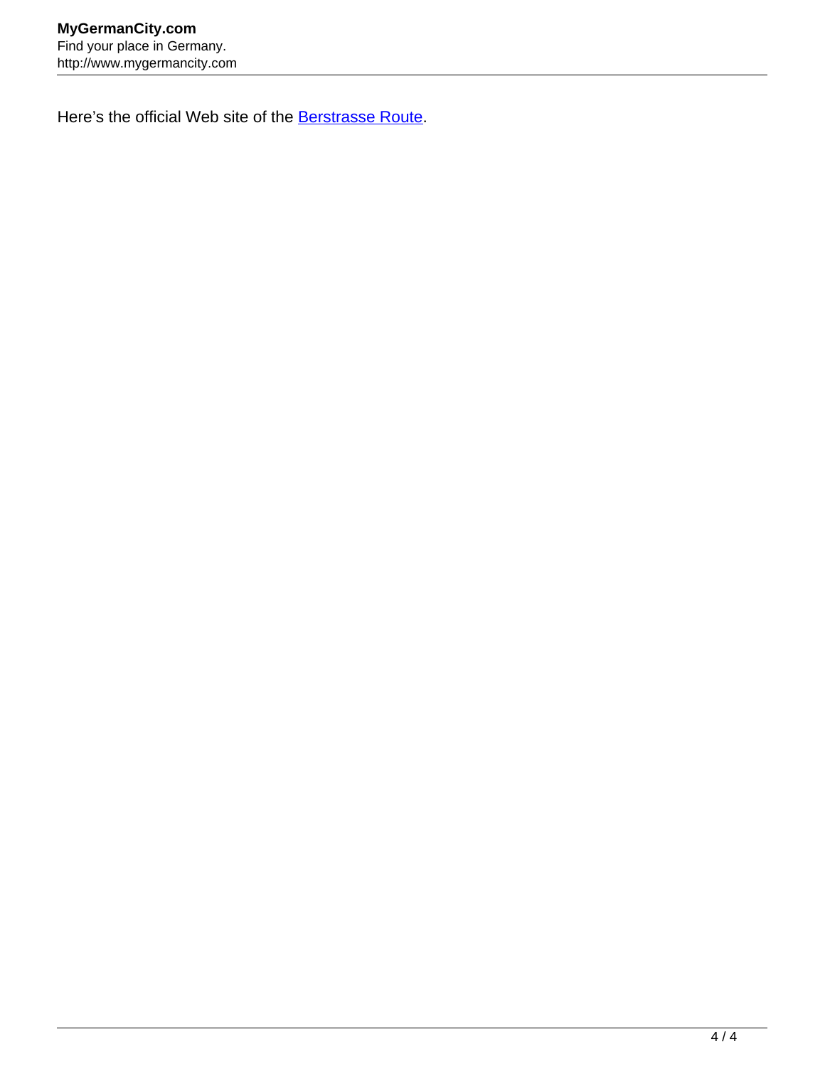Here's the official Web site of the Berstrasse Route.